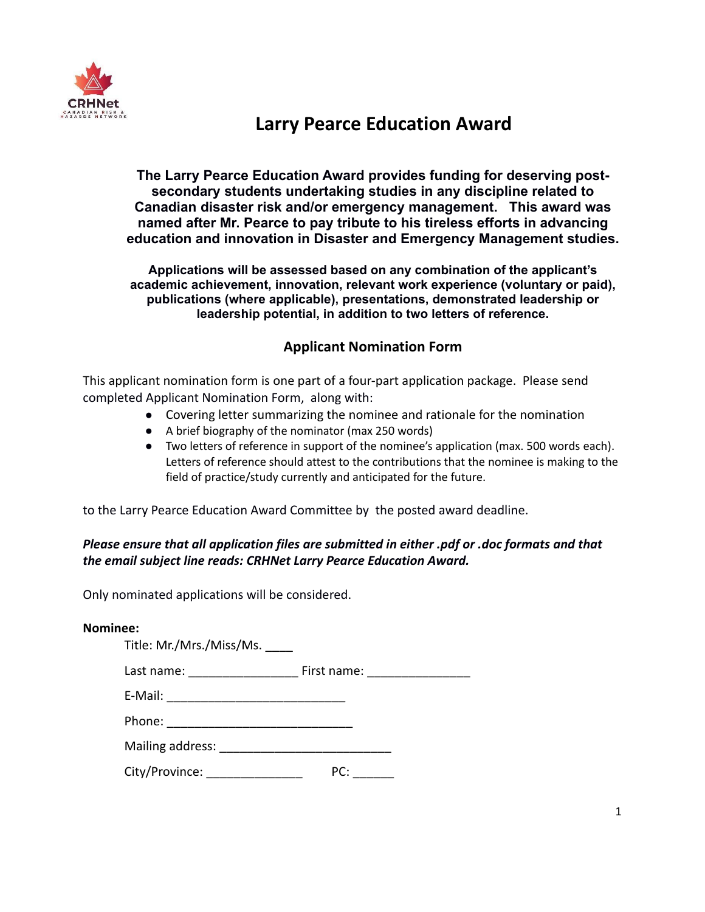# Larry Pearce Education Award

**The Larry Pearce Education Award provides funding for deserving post-secondary students undertaking studies in any discipline related to Canadian disaster risk and/or emergency management. This award was named after Mr. Pearce to pay tribute to his tireless efforts in advancing education and innovation in Disaster and Emergency Management studies.**

**Applications will be assessed based on any combination of the applicant's academic achievement, innovation, relevant work experience (voluntary or paid), publications (where applicable), presentations, demonstrated leadership or leadership potential, in addition to two letters of reference.**

## Applicant Nomination Form

This applicant nomination form is one part of a four-part application package. Please send completed Applicant Nomination Form, along with:

- Covering letter summarizing the nominee and rationale for the nomination
- A brief biography of the nominator (max 250 words)
- Two letters of reference in support of the nominee's application (max. 500 words each). Letters of reference should attest to the contributions that the nominee is making to the field of practice/study currently and anticipated for the future.

to the Larry Pearce Education Award Committee by the posted award deadline.

***Please ensure that all application files are submitted in either .pdf or .doc formats and that the email subject line reads: CRHNet Larry Pearce Education Award.***

Only nominated applications will be considered.

**Nominee:**

Title: Mr./Mrs./Miss/Ms. ____

Last name: ________________ First name: _______________

E-Mail: __________________________

Phone: ___________________________

Mailing address: _________________________

City/Province: ______________ PC: ______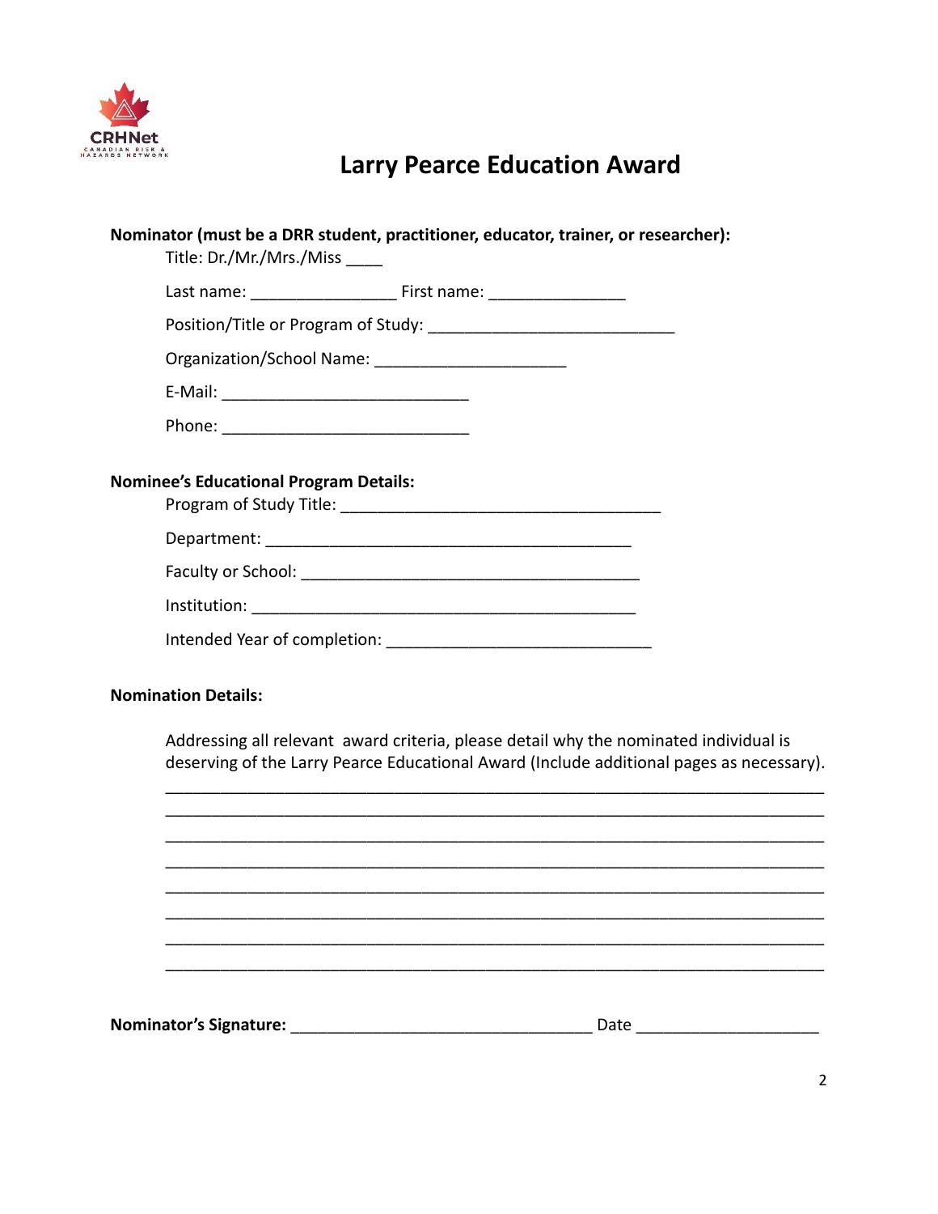CRHNet
CANADIAN RISK & HAZARDS NETWORK

# Larry Pearce Education Award

**Nominator (must be a DRR student, practitioner, educator, trainer, or researcher):**

Title: Dr./Mr./Mrs./Miss ____

Last name: ________________ First name: _______________

Position/Title or Program of Study: ___________________________

Organization/School Name: _____________________

E-Mail: ___________________________

Phone: ___________________________

**Nominee's Educational Program Details:**

Program of Study Title: ___________________________________

Department: ________________________________________

Faculty or School: _____________________________________

Institution: ___________________________________________

Intended Year of completion: _____________________________

**Nomination Details:**

Addressing all relevant award criteria, please detail why the nominated individual is deserving of the Larry Pearce Educational Award (Include additional pages as necessary).

________________________________________________________________________

________________________________________________________________________

________________________________________________________________________

________________________________________________________________________

________________________________________________________________________

________________________________________________________________________

________________________________________________________________________

________________________________________________________________________

**Nominator's Signature:** _________________________________ Date ____________________